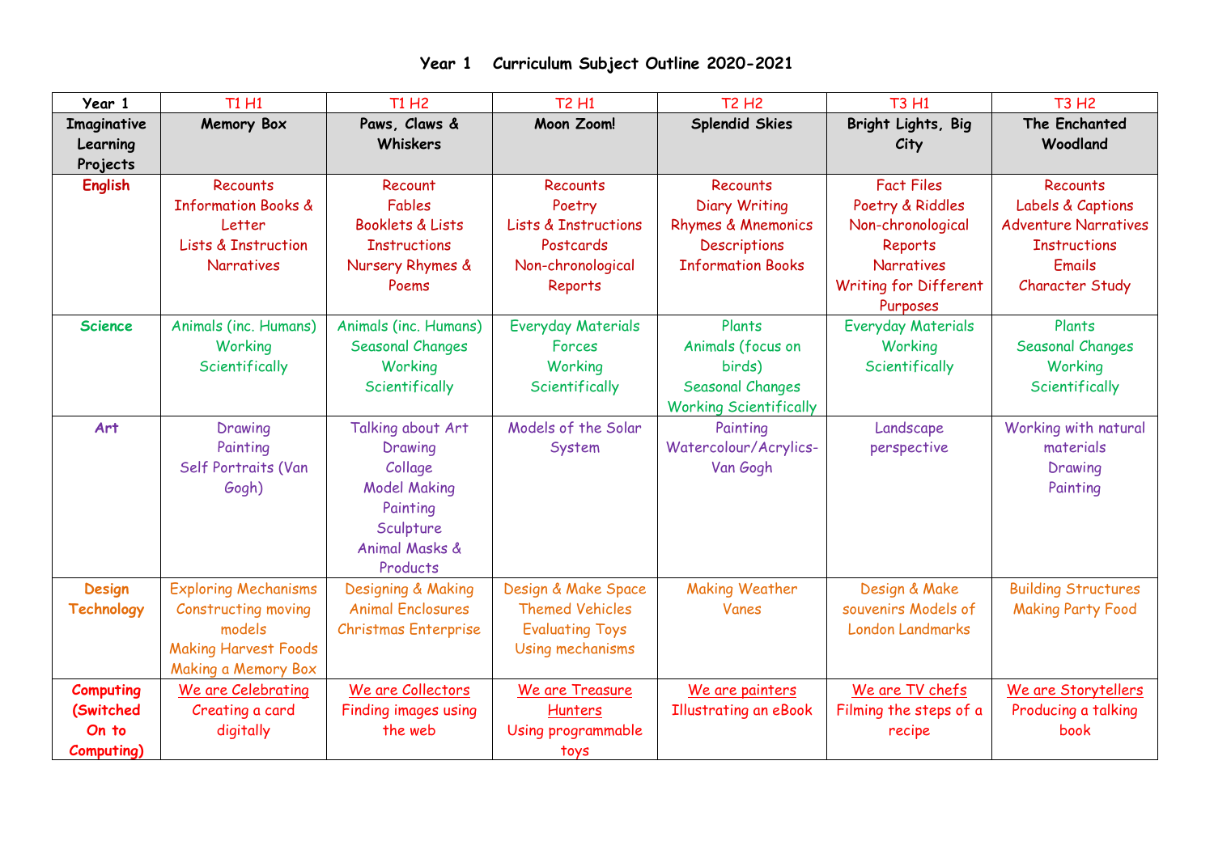# Year 1 Curriculum Subject Outline 2020-2021

| Year 1 | T1 H1 | T1 H2 | T2 H1 | T2 H2 | T3 H1 | T3 H2 |
|---|---|---|---|---|---|---|
| **Imaginative Learning Projects** | **Memory Box** | **Paws, Claws & Whiskers** | **Moon Zoom!** | **Splendid Skies** | **Bright Lights, Big City** | **The Enchanted Woodland** |
| **English** | Recounts<br>Information Books & Letter<br>Lists & Instruction<br>Narratives | Recount<br>Fables<br>Booklets & Lists<br>Instructions<br>Nursery Rhymes & Poems | Recounts<br>Poetry<br>Lists & Instructions<br>Postcards<br>Non-chronological Reports | Recounts<br>Diary Writing<br>Rhymes & Mnemonics<br>Descriptions<br>Information Books | Fact Files<br>Poetry & Riddles<br>Non-chronological Reports<br>Narratives<br>Writing for Different Purposes | Recounts<br>Labels & Captions<br>Adventure Narratives<br>Instructions<br>Emails<br>Character Study |
| **Science** | Animals (inc. Humans)<br>Working Scientifically | Animals (inc. Humans)<br>Seasonal Changes<br>Working Scientifically | Everyday Materials<br>Forces<br>Working Scientifically | Plants<br>Animals (focus on birds)<br>Seasonal Changes<br>Working Scientifically | Everyday Materials<br>Working Scientifically | Plants<br>Seasonal Changes<br>Working Scientifically |
| **Art** | Drawing<br>Painting<br>Self Portraits (Van Gogh) | Talking about Art<br>Drawing<br>Collage<br>Model Making<br>Painting<br>Sculpture<br>Animal Masks & Products | Models of the Solar System | Painting<br>Watercolour/Acrylics-Van Gogh | Landscape perspective | Working with natural materials<br>Drawing<br>Painting |
| **Design Technology** | Exploring Mechanisms<br>Constructing moving models<br>Making Harvest Foods<br>Making a Memory Box | Designing & Making Animal Enclosures<br>Christmas Enterprise | Design & Make Space Themed Vehicles<br>Evaluating Toys<br>Using mechanisms | Making Weather Vanes | Design & Make souvenirs Models of London Landmarks | Building Structures<br>Making Party Food |
| **Computing (Switched On to Computing)** | We are Celebrating<br>Creating a card digitally | We are Collectors<br>Finding images using the web | We are Treasure Hunters<br>Using programmable toys | We are painters<br>Illustrating an eBook | We are TV chefs<br>Filming the steps of a recipe | We are Storytellers<br>Producing a talking book |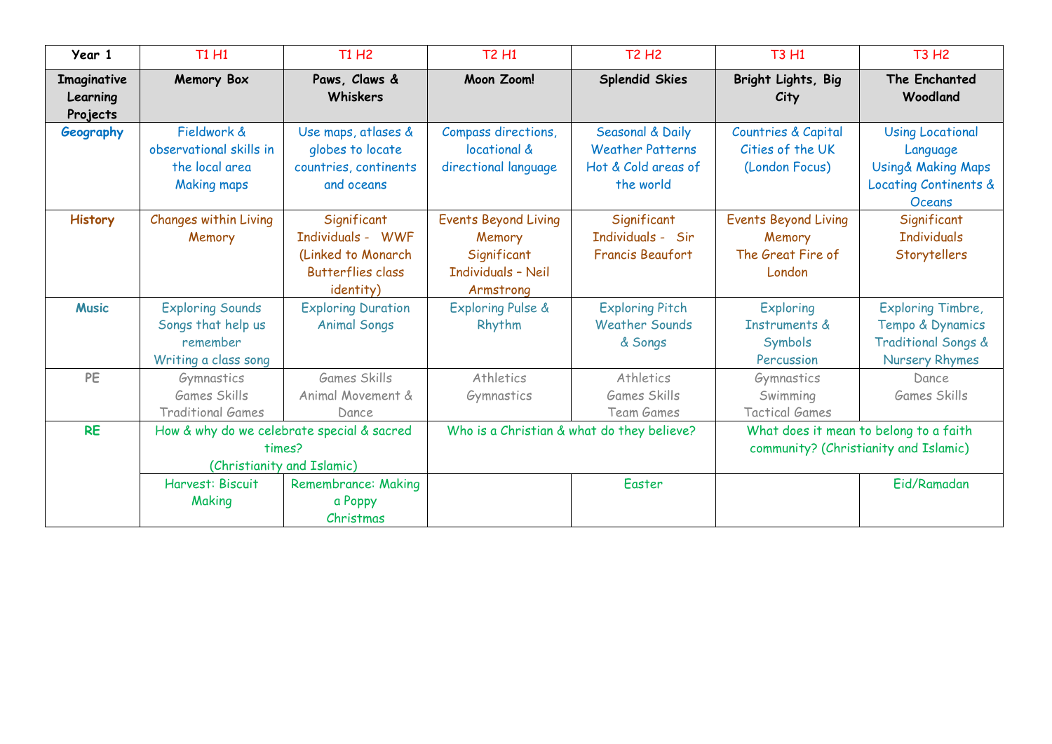| Year 1 | T1 H1 | T1 H2 | T2 H1 | T2 H2 | T3 H1 | T3 H2 |
|---|---|---|---|---|---|---|
| **Imaginative Learning Projects** | **Memory Box** | **Paws, Claws & Whiskers** | **Moon Zoom!** | **Splendid Skies** | **Bright Lights, Big City** | **The Enchanted Woodland** |
| **Geography** | Fieldwork & observational skills in the local area<br>Making maps | Use maps, atlases & globes to locate countries, continents and oceans | Compass directions, locational & directional language | Seasonal & Daily Weather Patterns<br>Hot & Cold areas of the world | Countries & Capital Cities of the UK (London Focus) | Using Locational Language<br>Using& Making Maps<br>Locating Continents & Oceans |
| **History** | Changes within Living Memory | Significant Individuals - WWF (Linked to Monarch Butterflies class identity) | Events Beyond Living Memory<br>Significant Individuals – Neil Armstrong | Significant Individuals - Sir Francis Beaufort | Events Beyond Living Memory<br>The Great Fire of London | Significant Individuals<br>Storytellers |
| **Music** | Exploring Sounds<br>Songs that help us remember<br>Writing a class song | Exploring Duration<br>Animal Songs | Exploring Pulse & Rhythm | Exploring Pitch<br>Weather Sounds & Songs | Exploring Instruments & Symbols<br>Percussion | Exploring Timbre, Tempo & Dynamics<br>Traditional Songs & Nursery Rhymes |
| **PE** | Gymnastics<br>Games Skills<br>Traditional Games | Games Skills<br>Animal Movement & Dance | Athletics<br>Gymnastics | Athletics<br>Games Skills<br>Team Games | Gymnastics<br>Swimming<br>Tactical Games | Dance<br>Games Skills |
| **RE** | How & why do we celebrate special & sacred times?<br>(Christianity and Islamic) | | Who is a Christian & what do they believe? | | What does it mean to belong to a faith community? (Christianity and Islamic) | |
| | Harvest: Biscuit Making | Remembrance: Making a Poppy<br>Christmas | | Easter | | Eid/Ramadan |